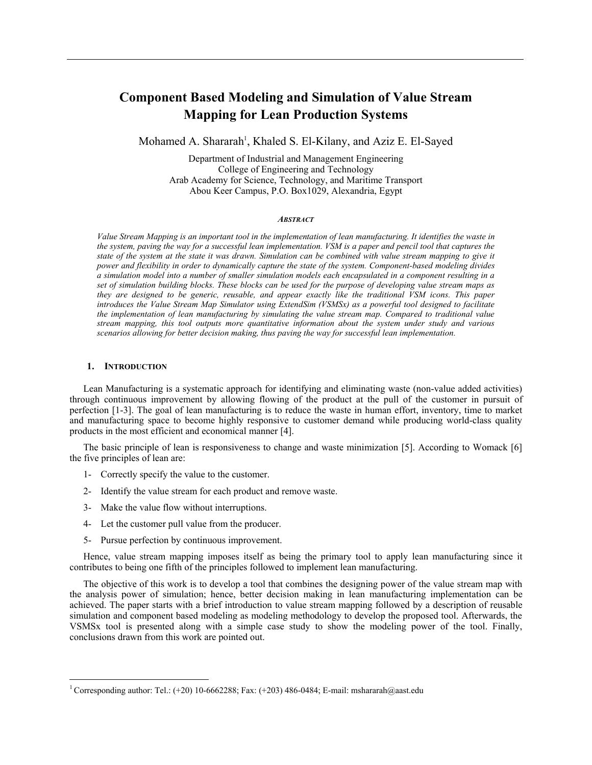# Component Based Modeling and Simulation of Value Stream Mapping for Lean Production Systems

Mohamed A. Shararah[1], Khaled S. El-Kilany, and Aziz E. El-Sayed

Department of Industrial and Management Engineering
College of Engineering and Technology
Arab Academy for Science, Technology, and Maritime Transport
Abou Keer Campus, P.O. Box1029, Alexandria, Egypt

###### *ABSTRACT*

*Value Stream Mapping is an important tool in the implementation of lean manufacturing. It identifies the waste in the system, paving the way for a successful lean implementation. VSM is a paper and pencil tool that captures the state of the system at the state it was drawn. Simulation can be combined with value stream mapping to give it power and flexibility in order to dynamically capture the state of the system. Component-based modeling divides a simulation model into a number of smaller simulation models each encapsulated in a component resulting in a set of simulation building blocks. These blocks can be used for the purpose of developing value stream maps as they are designed to be generic, reusable, and appear exactly like the traditional VSM icons. This paper introduces the Value Stream Map Simulator using ExtendSim (VSMSx) as a powerful tool designed to facilitate the implementation of lean manufacturing by simulating the value stream map. Compared to traditional value stream mapping, this tool outputs more quantitative information about the system under study and various scenarios allowing for better decision making, thus paving the way for successful lean implementation.*

## 1. INTRODUCTION

Lean Manufacturing is a systematic approach for identifying and eliminating waste (non-value added activities) through continuous improvement by allowing flowing of the product at the pull of the customer in pursuit of perfection [1-3]. The goal of lean manufacturing is to reduce the waste in human effort, inventory, time to market and manufacturing space to become highly responsive to customer demand while producing world-class quality products in the most efficient and economical manner [4].

The basic principle of lean is responsiveness to change and waste minimization [5]. According to Womack [6] the five principles of lean are:

1- Correctly specify the value to the customer.

2- Identify the value stream for each product and remove waste.

3- Make the value flow without interruptions.

4- Let the customer pull value from the producer.

5- Pursue perfection by continuous improvement.

Hence, value stream mapping imposes itself as being the primary tool to apply lean manufacturing since it contributes to being one fifth of the principles followed to implement lean manufacturing.

The objective of this work is to develop a tool that combines the designing power of the value stream map with the analysis power of simulation; hence, better decision making in lean manufacturing implementation can be achieved. The paper starts with a brief introduction to value stream mapping followed by a description of reusable simulation and component based modeling as modeling methodology to develop the proposed tool. Afterwards, the VSMSx tool is presented along with a simple case study to show the modeling power of the tool. Finally, conclusions drawn from this work are pointed out.

[1] Corresponding author: Tel.: (+20) 10-6662288; Fax: (+203) 486-0484; E-mail: mshararah@aast.edu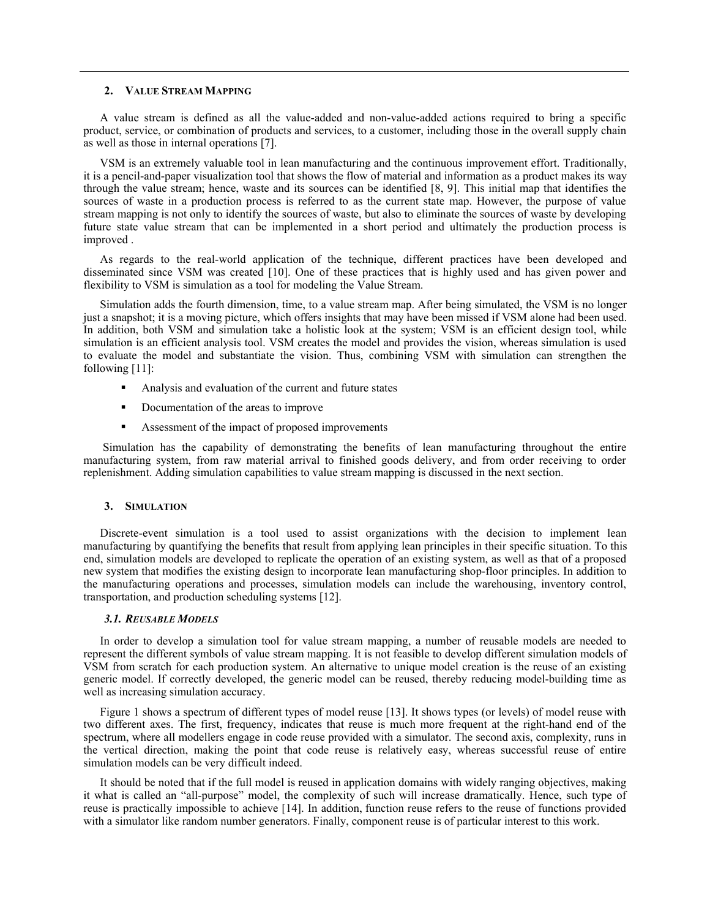## 2. Value Stream Mapping

A value stream is defined as all the value-added and non-value-added actions required to bring a specific product, service, or combination of products and services, to a customer, including those in the overall supply chain as well as those in internal operations [7].

VSM is an extremely valuable tool in lean manufacturing and the continuous improvement effort. Traditionally, it is a pencil-and-paper visualization tool that shows the flow of material and information as a product makes its way through the value stream; hence, waste and its sources can be identified [8, 9]. This initial map that identifies the sources of waste in a production process is referred to as the current state map. However, the purpose of value stream mapping is not only to identify the sources of waste, but also to eliminate the sources of waste by developing future state value stream that can be implemented in a short period and ultimately the production process is improved .

As regards to the real-world application of the technique, different practices have been developed and disseminated since VSM was created [10]. One of these practices that is highly used and has given power and flexibility to VSM is simulation as a tool for modeling the Value Stream.

Simulation adds the fourth dimension, time, to a value stream map. After being simulated, the VSM is no longer just a snapshot; it is a moving picture, which offers insights that may have been missed if VSM alone had been used. In addition, both VSM and simulation take a holistic look at the system; VSM is an efficient design tool, while simulation is an efficient analysis tool. VSM creates the model and provides the vision, whereas simulation is used to evaluate the model and substantiate the vision. Thus, combining VSM with simulation can strengthen the following [11]:

- Analysis and evaluation of the current and future states
- Documentation of the areas to improve
- Assessment of the impact of proposed improvements

Simulation has the capability of demonstrating the benefits of lean manufacturing throughout the entire manufacturing system, from raw material arrival to finished goods delivery, and from order receiving to order replenishment. Adding simulation capabilities to value stream mapping is discussed in the next section.

## 3. Simulation

Discrete-event simulation is a tool used to assist organizations with the decision to implement lean manufacturing by quantifying the benefits that result from applying lean principles in their specific situation. To this end, simulation models are developed to replicate the operation of an existing system, as well as that of a proposed new system that modifies the existing design to incorporate lean manufacturing shop-floor principles. In addition to the manufacturing operations and processes, simulation models can include the warehousing, inventory control, transportation, and production scheduling systems [12].

### *3.1. Reusable Models*

In order to develop a simulation tool for value stream mapping, a number of reusable models are needed to represent the different symbols of value stream mapping. It is not feasible to develop different simulation models of VSM from scratch for each production system. An alternative to unique model creation is the reuse of an existing generic model. If correctly developed, the generic model can be reused, thereby reducing model-building time as well as increasing simulation accuracy.

Figure 1 shows a spectrum of different types of model reuse [13]. It shows types (or levels) of model reuse with two different axes. The first, frequency, indicates that reuse is much more frequent at the right-hand end of the spectrum, where all modellers engage in code reuse provided with a simulator. The second axis, complexity, runs in the vertical direction, making the point that code reuse is relatively easy, whereas successful reuse of entire simulation models can be very difficult indeed.

It should be noted that if the full model is reused in application domains with widely ranging objectives, making it what is called an "all-purpose" model, the complexity of such will increase dramatically. Hence, such type of reuse is practically impossible to achieve [14]. In addition, function reuse refers to the reuse of functions provided with a simulator like random number generators. Finally, component reuse is of particular interest to this work.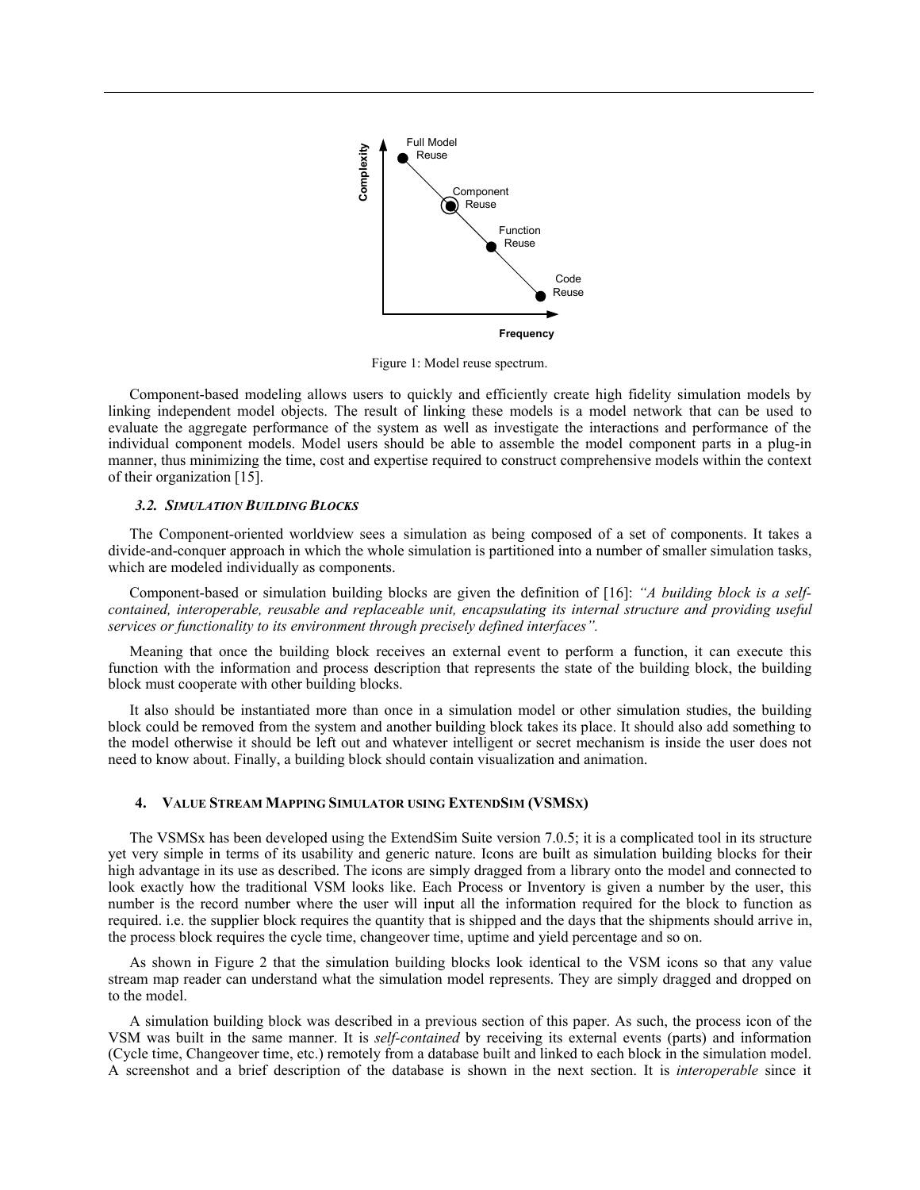Figure 1: Model reuse spectrum.

Component-based modeling allows users to quickly and efficiently create high fidelity simulation models by linking independent model objects. The result of linking these models is a model network that can be used to evaluate the aggregate performance of the system as well as investigate the interactions and performance of the individual component models. Model users should be able to assemble the model component parts in a plug-in manner, thus minimizing the time, cost and expertise required to construct comprehensive models within the context of their organization [15].

### 3.2. SIMULATION BUILDING BLOCKS

The Component-oriented worldview sees a simulation as being composed of a set of components. It takes a divide-and-conquer approach in which the whole simulation is partitioned into a number of smaller simulation tasks, which are modeled individually as components.

Component-based or simulation building blocks are given the definition of [16]: *"A building block is a self-contained, interoperable, reusable and replaceable unit, encapsulating its internal structure and providing useful services or functionality to its environment through precisely defined interfaces".*

Meaning that once the building block receives an external event to perform a function, it can execute this function with the information and process description that represents the state of the building block, the building block must cooperate with other building blocks.

It also should be instantiated more than once in a simulation model or other simulation studies, the building block could be removed from the system and another building block takes its place. It should also add something to the model otherwise it should be left out and whatever intelligent or secret mechanism is inside the user does not need to know about. Finally, a building block should contain visualization and animation.

## 4. VALUE STREAM MAPPING SIMULATOR USING EXTENDSIM (VSMSX)

The VSMSx has been developed using the ExtendSim Suite version 7.0.5; it is a complicated tool in its structure yet very simple in terms of its usability and generic nature. Icons are built as simulation building blocks for their high advantage in its use as described. The icons are simply dragged from a library onto the model and connected to look exactly how the traditional VSM looks like. Each Process or Inventory is given a number by the user, this number is the record number where the user will input all the information required for the block to function as required. i.e. the supplier block requires the quantity that is shipped and the days that the shipments should arrive in, the process block requires the cycle time, changeover time, uptime and yield percentage and so on.

As shown in Figure 2 that the simulation building blocks look identical to the VSM icons so that any value stream map reader can understand what the simulation model represents. They are simply dragged and dropped on to the model.

A simulation building block was described in a previous section of this paper. As such, the process icon of the VSM was built in the same manner. It is *self-contained* by receiving its external events (parts) and information (Cycle time, Changeover time, etc.) remotely from a database built and linked to each block in the simulation model. A screenshot and a brief description of the database is shown in the next section. It is *interoperable* since it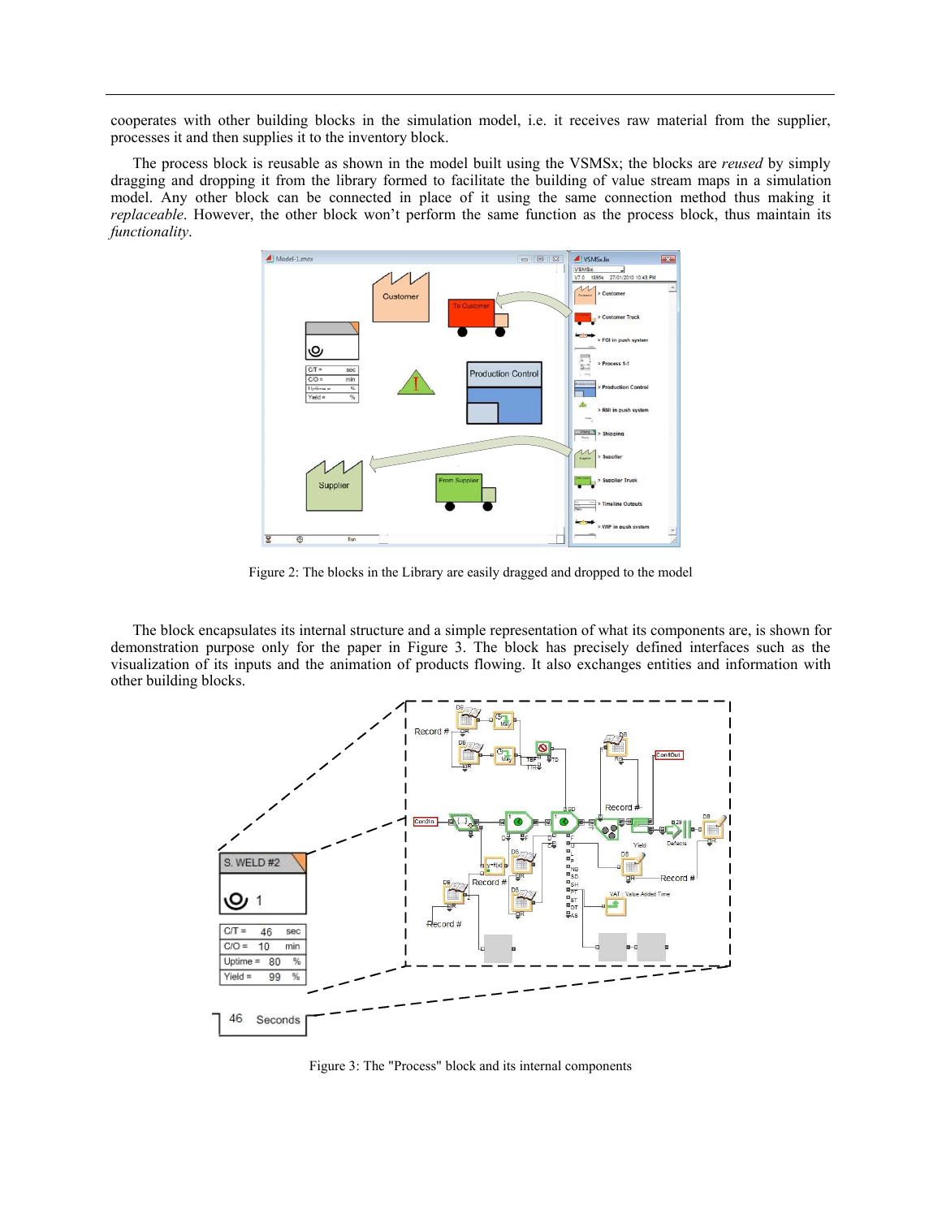cooperates with other building blocks in the simulation model, i.e. it receives raw material from the supplier, processes it and then supplies it to the inventory block.

The process block is reusable as shown in the model built using the VSMSx; the blocks are *reused* by simply dragging and dropping it from the library formed to facilitate the building of value stream maps in a simulation model. Any other block can be connected in place of it using the same connection method thus making it *replaceable*. However, the other block won't perform the same function as the process block, thus maintain its *functionality*.

Figure 2: The blocks in the Library are easily dragged and dropped to the model

The block encapsulates its internal structure and a simple representation of what its components are, is shown for demonstration purpose only for the paper in Figure 3. The block has precisely defined interfaces such as the visualization of its inputs and the animation of products flowing. It also exchanges entities and information with other building blocks.

Figure 3: The "Process" block and its internal components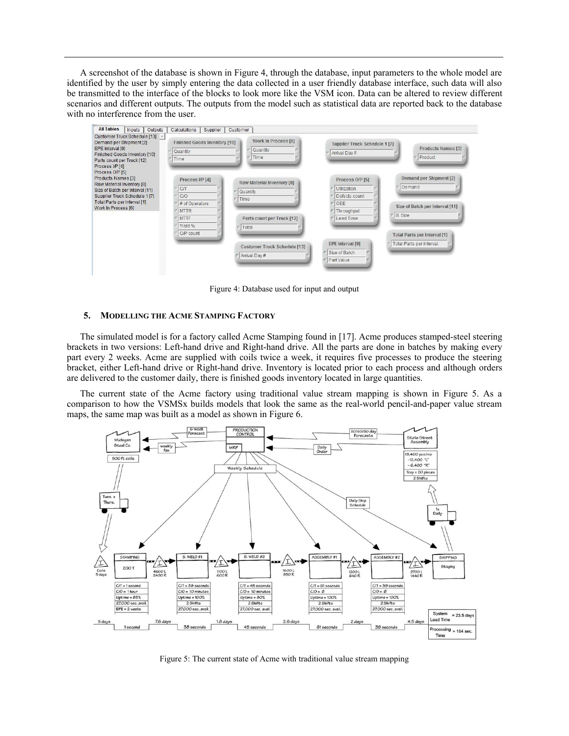A screenshot of the database is shown in Figure 4, through the database, input parameters to the whole model are identified by the user by simply entering the data collected in a user friendly database interface, such data will also be transmitted to the interface of the blocks to look more like the VSM icon. Data can be altered to review different scenarios and different outputs. The outputs from the model such as statistical data are reported back to the database with no interference from the user.

Figure 4: Database used for input and output

## 5. Modelling the Acme Stamping Factory

The simulated model is for a factory called Acme Stamping found in [17]. Acme produces stamped-steel steering brackets in two versions: Left-hand drive and Right-hand drive. All the parts are done in batches by making every part every 2 weeks. Acme are supplied with coils twice a week, it requires five processes to produce the steering bracket, either Left-hand drive or Right-hand drive. Inventory is located prior to each process and although orders are delivered to the customer daily, there is finished goods inventory located in large quantities.

The current state of the Acme factory using traditional value stream mapping is shown in Figure 5. As a comparison to how the VSMSx builds models that look the same as the real-world pencil-and-paper value stream maps, the same map was built as a model as shown in Figure 6.

Figure 5: The current state of Acme with traditional value stream mapping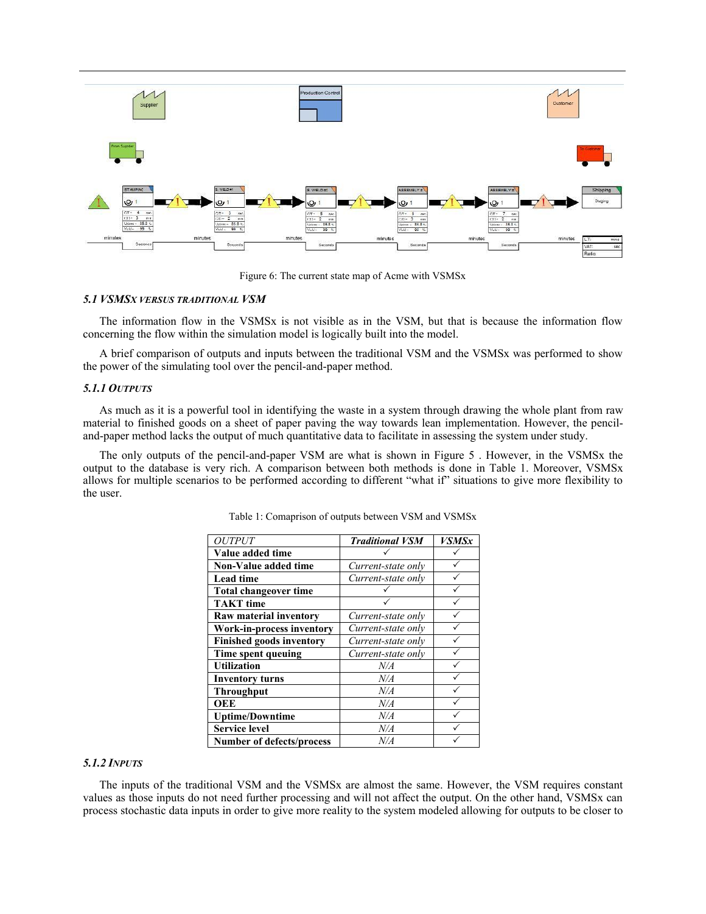Figure 6: The current state map of Acme with VSMSx

### *5.1 VSMSx versus Traditional VSM*

The information flow in the VSMSx is not visible as in the VSM, but that is because the information flow concerning the flow within the simulation model is logically built into the model.

A brief comparison of outputs and inputs between the traditional VSM and the VSMSx was performed to show the power of the simulating tool over the pencil-and-paper method.

#### *5.1.1 Outputs*

As much as it is a powerful tool in identifying the waste in a system through drawing the whole plant from raw material to finished goods on a sheet of paper paving the way towards lean implementation. However, the pencil-and-paper method lacks the output of much quantitative data to facilitate in assessing the system under study.

The only outputs of the pencil-and-paper VSM are what is shown in Figure 5 . However, in the VSMSx the output to the database is very rich. A comparison between both methods is done in Table 1. Moreover, VSMSx allows for multiple scenarios to be performed according to different "what if" situations to give more flexibility to the user.

Table 1: Comaprison of outputs between VSM and VSMSx

| *OUTPUT* | ***Traditional VSM*** | ***VSMSx*** |
|---|---|---|
| **Value added time** | ✓ | ✓ |
| **Non-Value added time** | *Current-state only* | ✓ |
| **Lead time** | *Current-state only* | ✓ |
| **Total changeover time** | ✓ | ✓ |
| **TAKT time** | ✓ | ✓ |
| **Raw material inventory** | *Current-state only* | ✓ |
| **Work-in-process inventory** | *Current-state only* | ✓ |
| **Finished goods inventory** | *Current-state only* | ✓ |
| **Time spent queuing** | *Current-state only* | ✓ |
| **Utilization** | *N/A* | ✓ |
| **Inventory turns** | *N/A* | ✓ |
| **Throughput** | *N/A* | ✓ |
| **OEE** | *N/A* | ✓ |
| **Uptime/Downtime** | *N/A* | ✓ |
| **Service level** | *N/A* | ✓ |
| **Number of defects/process** | *N/A* | ✓ |

#### *5.1.2 Inputs*

The inputs of the traditional VSM and the VSMSx are almost the same. However, the VSM requires constant values as those inputs do not need further processing and will not affect the output. On the other hand, VSMSx can process stochastic data inputs in order to give more reality to the system modeled allowing for outputs to be closer to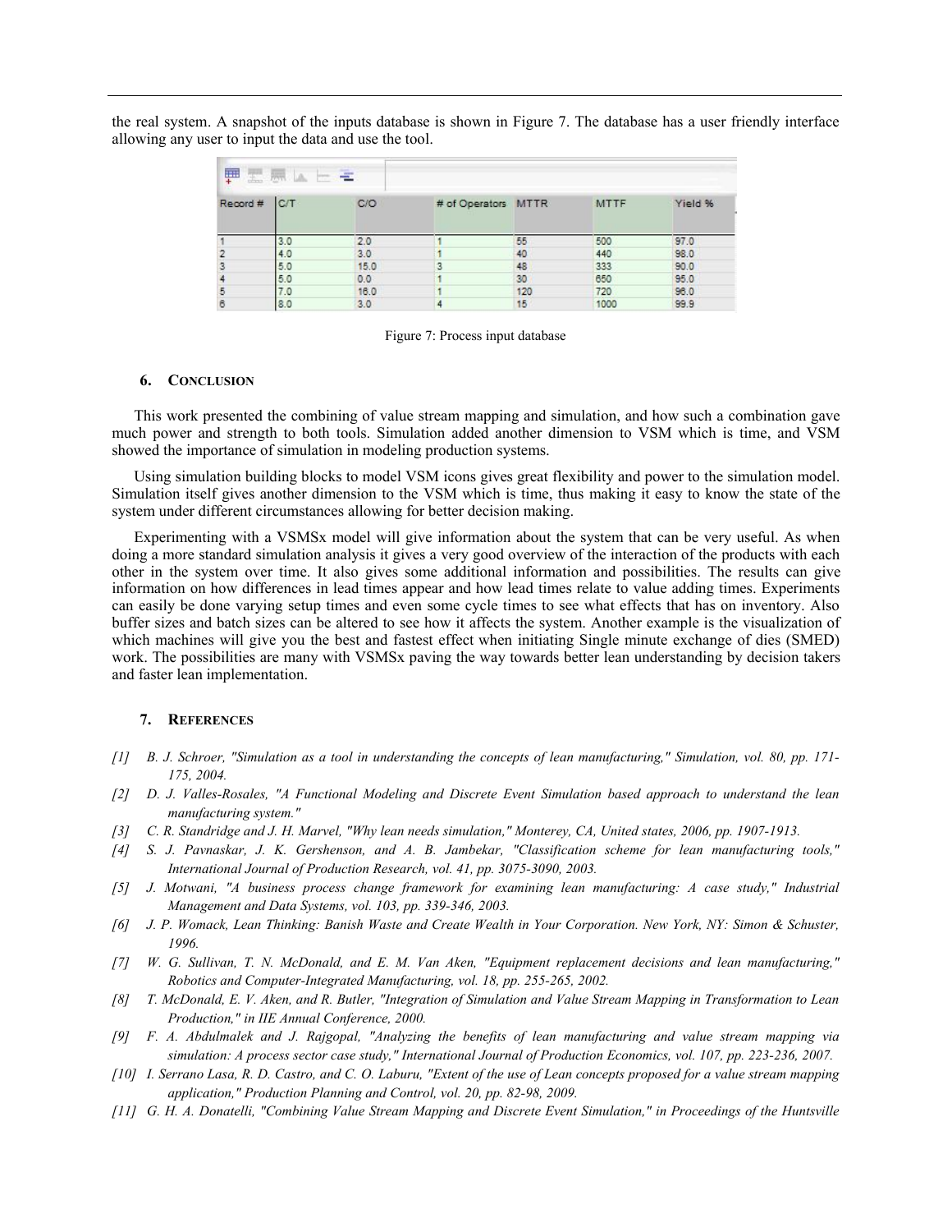the real system. A snapshot of the inputs database is shown in Figure 7. The database has a user friendly interface allowing any user to input the data and use the tool.

| Record # | C/T | C/O | # of Operators | MTTR | MTTF | Yield % |
|---|---|---|---|---|---|---|
| 1 | 3.0 | 2.0 | 1 | 55 | 500 | 97.0 |
| 2 | 4.0 | 3.0 | 1 | 40 | 440 | 98.0 |
| 3 | 5.0 | 15.0 | 3 | 48 | 333 | 90.0 |
| 4 | 5.0 | 0.0 | 1 | 30 | 650 | 95.0 |
| 5 | 7.0 | 16.0 | 1 | 120 | 720 | 96.0 |
| 6 | 8.0 | 3.0 | 4 | 15 | 1000 | 99.9 |

Figure 7: Process input database

## 6. Conclusion

This work presented the combining of value stream mapping and simulation, and how such a combination gave much power and strength to both tools. Simulation added another dimension to VSM which is time, and VSM showed the importance of simulation in modeling production systems.

Using simulation building blocks to model VSM icons gives great flexibility and power to the simulation model. Simulation itself gives another dimension to the VSM which is time, thus making it easy to know the state of the system under different circumstances allowing for better decision making.

Experimenting with a VSMSx model will give information about the system that can be very useful. As when doing a more standard simulation analysis it gives a very good overview of the interaction of the products with each other in the system over time. It also gives some additional information and possibilities. The results can give information on how differences in lead times appear and how lead times relate to value adding times. Experiments can easily be done varying setup times and even some cycle times to see what effects that has on inventory. Also buffer sizes and batch sizes can be altered to see how it affects the system. Another example is the visualization of which machines will give you the best and fastest effect when initiating Single minute exchange of dies (SMED) work. The possibilities are many with VSMSx paving the way towards better lean understanding by decision takers and faster lean implementation.

## 7. References

*[1] B. J. Schroer, "Simulation as a tool in understanding the concepts of lean manufacturing," Simulation, vol. 80, pp. 171-175, 2004.*

*[2] D. J. Valles-Rosales, "A Functional Modeling and Discrete Event Simulation based approach to understand the lean manufacturing system."*

*[3] C. R. Standridge and J. H. Marvel, "Why lean needs simulation," Monterey, CA, United states, 2006, pp. 1907-1913.*

*[4] S. J. Pavnaskar, J. K. Gershenson, and A. B. Jambekar, "Classification scheme for lean manufacturing tools," International Journal of Production Research, vol. 41, pp. 3075-3090, 2003.*

*[5] J. Motwani, "A business process change framework for examining lean manufacturing: A case study," Industrial Management and Data Systems, vol. 103, pp. 339-346, 2003.*

*[6] J. P. Womack, Lean Thinking: Banish Waste and Create Wealth in Your Corporation. New York, NY: Simon & Schuster, 1996.*

*[7] W. G. Sullivan, T. N. McDonald, and E. M. Van Aken, "Equipment replacement decisions and lean manufacturing," Robotics and Computer-Integrated Manufacturing, vol. 18, pp. 255-265, 2002.*

*[8] T. McDonald, E. V. Aken, and R. Butler, "Integration of Simulation and Value Stream Mapping in Transformation to Lean Production," in IIE Annual Conference, 2000.*

*[9] F. A. Abdulmalek and J. Rajgopal, "Analyzing the benefits of lean manufacturing and value stream mapping via simulation: A process sector case study," International Journal of Production Economics, vol. 107, pp. 223-236, 2007.*

*[10] I. Serrano Lasa, R. D. Castro, and C. O. Laburu, "Extent of the use of Lean concepts proposed for a value stream mapping application," Production Planning and Control, vol. 20, pp. 82-98, 2009.*

*[11] G. H. A. Donatelli, "Combining Value Stream Mapping and Discrete Event Simulation," in Proceedings of the Huntsville*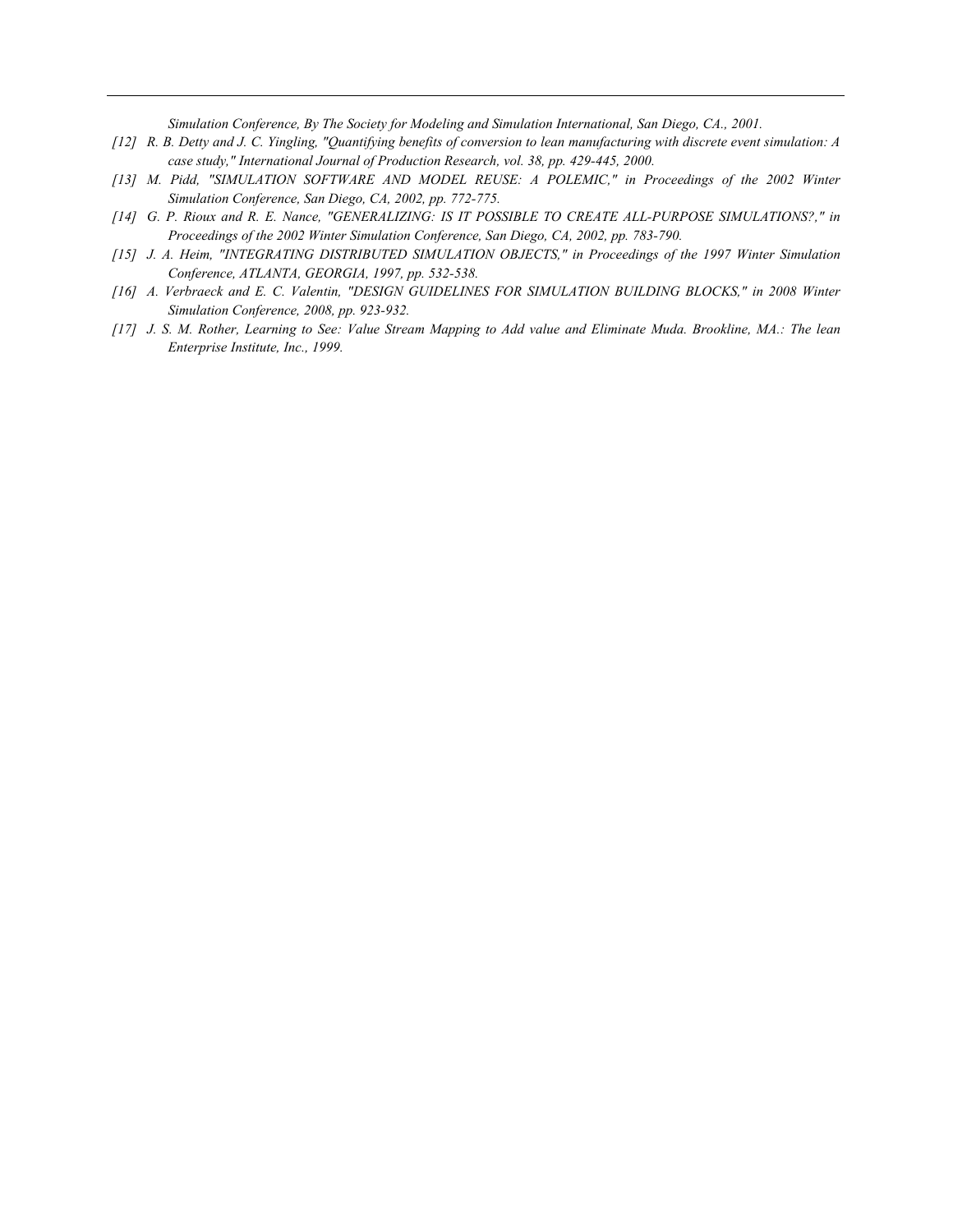*Simulation Conference, By The Society for Modeling and Simulation International, San Diego, CA., 2001.*

*[12] R. B. Detty and J. C. Yingling, "Quantifying benefits of conversion to lean manufacturing with discrete event simulation: A case study," International Journal of Production Research, vol. 38, pp. 429-445, 2000.*

*[13] M. Pidd, "SIMULATION SOFTWARE AND MODEL REUSE: A POLEMIC," in Proceedings of the 2002 Winter Simulation Conference, San Diego, CA, 2002, pp. 772-775.*

*[14] G. P. Rioux and R. E. Nance, "GENERALIZING: IS IT POSSIBLE TO CREATE ALL-PURPOSE SIMULATIONS?," in Proceedings of the 2002 Winter Simulation Conference, San Diego, CA, 2002, pp. 783-790.*

*[15] J. A. Heim, "INTEGRATING DISTRIBUTED SIMULATION OBJECTS," in Proceedings of the 1997 Winter Simulation Conference, ATLANTA, GEORGIA, 1997, pp. 532-538.*

*[16] A. Verbraeck and E. C. Valentin, "DESIGN GUIDELINES FOR SIMULATION BUILDING BLOCKS," in 2008 Winter Simulation Conference, 2008, pp. 923-932.*

*[17] J. S. M. Rother, Learning to See: Value Stream Mapping to Add value and Eliminate Muda. Brookline, MA.: The lean Enterprise Institute, Inc., 1999.*